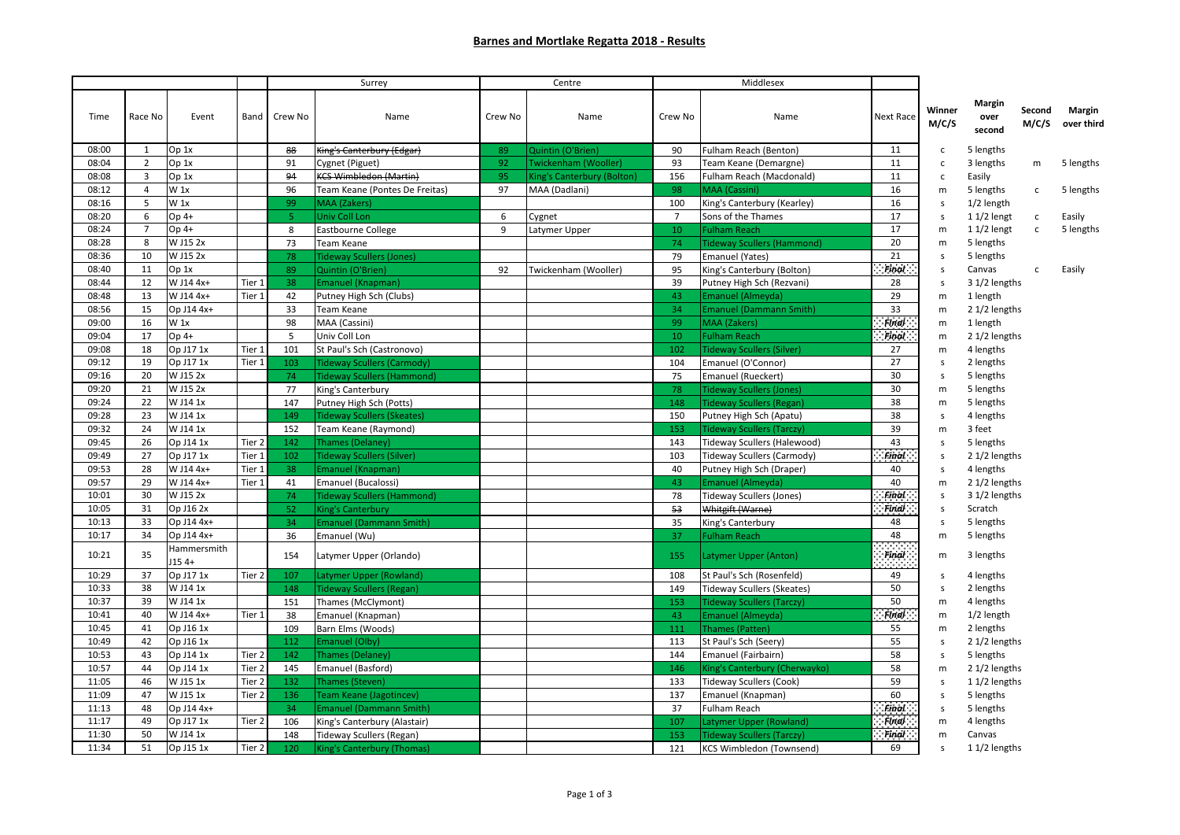# Barnes and Mortlake Regatta 2018 - Results

| | | | | Surrey | | Centre | | Middlesex | | | | | | |
|---|---|---|---|---|---|---|---|---|---|---|---|---|---|---|
| Time | Race No | Event | Band | Crew No | Name | Crew No | Name | Crew No | Name | Next Race | Winner M/C/S | Margin over second | Second M/C/S | Margin over third |
| 08:00 | 1 | Op 1x | | ~~88~~ | ~~King's Canterbury (Edgar)~~ | 89 | Quintin (O'Brien) | 90 | Fulham Reach (Benton) | 11 | c | 5 lengths | | |
| 08:04 | 2 | Op 1x | | 91 | Cygnet (Piguet) | 92 | Twickenham (Wooller) | 93 | Team Keane (Demargne) | 11 | c | 3 lengths | m | 5 lengths |
| 08:08 | 3 | Op 1x | | ~~94~~ | ~~KCS Wimbledon (Martin)~~ | 95 | King's Canterbury (Bolton) | 156 | Fulham Reach (Macdonald) | 11 | c | Easily | | |
| 08:12 | 4 | W 1x | | 96 | Team Keane (Pontes De Freitas) | 97 | MAA (Dadlani) | 98 | MAA (Cassini) | 16 | m | 5 lengths | c | 5 lengths |
| 08:16 | 5 | W 1x | | 99 | MAA (Zakers) | | | 100 | King's Canterbury (Kearley) | 16 | s | 1/2 length | | |
| 08:20 | 6 | Op 4+ | | 5 | Univ Coll Lon | 6 | Cygnet | 7 | Sons of the Thames | 17 | s | 1 1/2 lengt | c | Easily |
| 08:24 | 7 | Op 4+ | | 8 | Eastbourne College | 9 | Latymer Upper | 10 | Fulham Reach | 17 | m | 1 1/2 lengt | c | 5 lengths |
| 08:28 | 8 | W J15 2x | | 73 | Team Keane | | | 74 | Tideway Scullers (Hammond) | 20 | m | 5 lengths | | |
| 08:36 | 10 | W J15 2x | | 78 | Tideway Scullers (Jones) | | | 79 | Emanuel (Yates) | 21 | s | 5 lengths | | |
| 08:40 | 11 | Op 1x | | 89 | Quintin (O'Brien) | 92 | Twickenham (Wooller) | 95 | King's Canterbury (Bolton) | Final | s | Canvas | c | Easily |
| 08:44 | 12 | W J14 4x+ | Tier 1 | 38 | Emanuel (Knapman) | | | 39 | Putney High Sch (Rezvani) | 28 | s | 3 1/2 lengths | | |
| 08:48 | 13 | W J14 4x+ | Tier 1 | 42 | Putney High Sch (Clubs) | | | 43 | Emanuel (Almeyda) | 29 | m | 1 length | | |
| 08:56 | 15 | Op J14 4x+ | | 33 | Team Keane | | | 34 | Emanuel (Dammann Smith) | 33 | m | 2 1/2 lengths | | |
| 09:00 | 16 | W 1x | | 98 | MAA (Cassini) | | | 99 | MAA (Zakers) | Final | m | 1 length | | |
| 09:04 | 17 | Op 4+ | | 5 | Univ Coll Lon | | | 10 | Fulham Reach | Final | m | 2 1/2 lengths | | |
| 09:08 | 18 | Op J17 1x | Tier 1 | 101 | St Paul's Sch (Castronovo) | | | 102 | Tideway Scullers (Silver) | 27 | m | 4 lengths | | |
| 09:12 | 19 | Op J17 1x | Tier 1 | 103 | Tideway Scullers (Carmody) | | | 104 | Emanuel (O'Connor) | 27 | s | 2 lengths | | |
| 09:16 | 20 | W J15 2x | | 74 | Tideway Scullers (Hammond) | | | 75 | Emanuel (Rueckert) | 30 | s | 5 lengths | | |
| 09:20 | 21 | W J15 2x | | 77 | King's Canterbury | | | 78 | Tideway Scullers (Jones) | 30 | m | 5 lengths | | |
| 09:24 | 22 | W J14 1x | | 147 | Putney High Sch (Potts) | | | 148 | Tideway Scullers (Regan) | 38 | m | 5 lengths | | |
| 09:28 | 23 | W J14 1x | | 149 | Tideway Scullers (Skeates) | | | 150 | Putney High Sch (Apatu) | 38 | s | 4 lengths | | |
| 09:32 | 24 | W J14 1x | | 152 | Team Keane (Raymond) | | | 153 | Tideway Scullers (Tarczy) | 39 | m | 3 feet | | |
| 09:45 | 26 | Op J14 1x | Tier 2 | 142 | Thames (Delaney) | | | 143 | Tideway Scullers (Halewood) | 43 | s | 5 lengths | | |
| 09:49 | 27 | Op J17 1x | Tier 1 | 102 | Tideway Scullers (Silver) | | | 103 | Tideway Scullers (Carmody) | Final | s | 2 1/2 lengths | | |
| 09:53 | 28 | W J14 4x+ | Tier 1 | 38 | Emanuel (Knapman) | | | 40 | Putney High Sch (Draper) | 40 | s | 4 lengths | | |
| 09:57 | 29 | W J14 4x+ | Tier 1 | 41 | Emanuel (Bucalossi) | | | 43 | Emanuel (Almeyda) | 40 | m | 2 1/2 lengths | | |
| 10:01 | 30 | W J15 2x | | 74 | Tideway Scullers (Hammond) | | | 78 | Tideway Scullers (Jones) | Final | s | 3 1/2 lengths | | |
| 10:05 | 31 | Op J16 2x | | 52 | King's Canterbury | | | ~~53~~ | ~~Whitgift (Warne)~~ | Final | s | Scratch | | |
| 10:13 | 33 | Op J14 4x+ | | 34 | Emanuel (Dammann Smith) | | | 35 | King's Canterbury | 48 | s | 5 lengths | | |
| 10:17 | 34 | Op J14 4x+ | | 36 | Emanuel (Wu) | | | 37 | Fulham Reach | 48 | m | 5 lengths | | |
| 10:21 | 35 | Hammersmith J15 4+ | | 154 | Latymer Upper (Orlando) | | | 155 | Latymer Upper (Anton) | Final | m | 3 lengths | | |
| 10:29 | 37 | Op J17 1x | Tier 2 | 107 | Latymer Upper (Rowland) | | | 108 | St Paul's Sch (Rosenfeld) | 49 | s | 4 lengths | | |
| 10:33 | 38 | W J14 1x | | 148 | Tideway Scullers (Regan) | | | 149 | Tideway Scullers (Skeates) | 50 | s | 2 lengths | | |
| 10:37 | 39 | W J14 1x | | 151 | Thames (McClymont) | | | 153 | Tideway Scullers (Tarczy) | 50 | m | 4 lengths | | |
| 10:41 | 40 | W J14 4x+ | Tier 1 | 38 | Emanuel (Knapman) | | | 43 | Emanuel (Almeyda) | Final | m | 1/2 length | | |
| 10:45 | 41 | Op J16 1x | | 109 | Barn Elms (Woods) | | | 111 | Thames (Patten) | 55 | m | 2 lengths | | |
| 10:49 | 42 | Op J16 1x | | 112 | Emanuel (Olby) | | | 113 | St Paul's Sch (Seery) | 55 | s | 2 1/2 lengths | | |
| 10:53 | 43 | Op J14 1x | Tier 2 | 142 | Thames (Delaney) | | | 144 | Emanuel (Fairbairn) | 58 | s | 5 lengths | | |
| 10:57 | 44 | Op J14 1x | Tier 2 | 145 | Emanuel (Basford) | | | 146 | King's Canterbury (Cherwayko) | 58 | m | 2 1/2 lengths | | |
| 11:05 | 46 | W J15 1x | Tier 2 | 132 | Thames (Steven) | | | 133 | Tideway Scullers (Cook) | 59 | s | 1 1/2 lengths | | |
| 11:09 | 47 | W J15 1x | Tier 2 | 136 | Team Keane (Jagotincev) | | | 137 | Emanuel (Knapman) | 60 | s | 5 lengths | | |
| 11:13 | 48 | Op J14 4x+ | | 34 | Emanuel (Dammann Smith) | | | 37 | Fulham Reach | Final | s | 5 lengths | | |
| 11:17 | 49 | Op J17 1x | Tier 2 | 106 | King's Canterbury (Alastair) | | | 107 | Latymer Upper (Rowland) | Final | m | 4 lengths | | |
| 11:30 | 50 | W J14 1x | | 148 | Tideway Scullers (Regan) | | | 153 | Tideway Scullers (Tarczy) | Final | m | Canvas | | |
| 11:34 | 51 | Op J15 1x | Tier 2 | 120 | King's Canterbury (Thomas) | | | 121 | KCS Wimbledon (Townsend) | 69 | s | 1 1/2 lengths | | |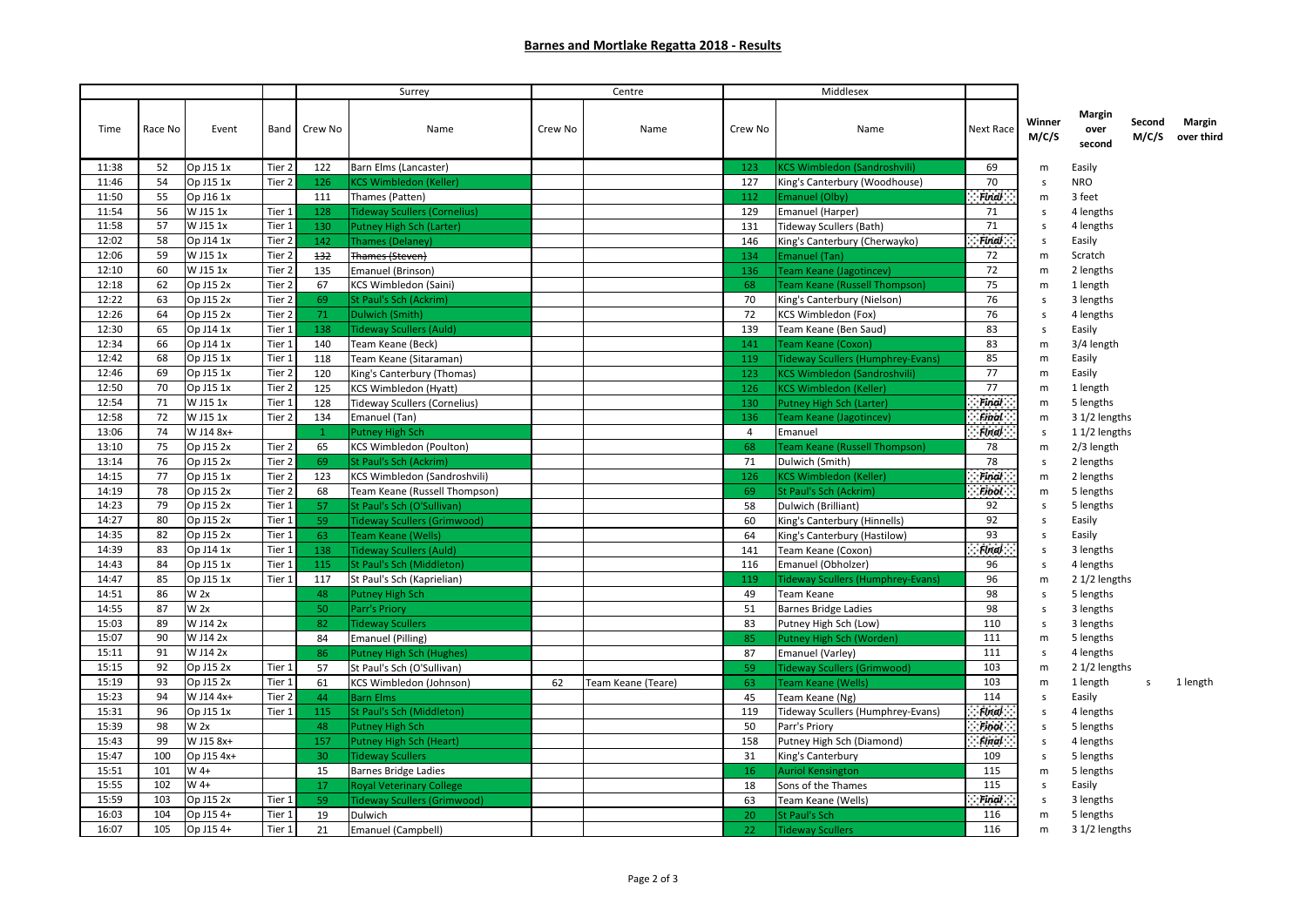## Barnes and Mortlake Regatta 2018 - Results

| | | | | Surrey | | Centre | | Middlesex | | | | | | |
|---|---|---|---|---|---|---|---|---|---|---|---|---|---|---|
| Time | Race No | Event | Band | Crew No | Name | Crew No | Name | Crew No | Name | Next Race | Winner M/C/S | Margin over second | Second M/C/S | Margin over third |
| 11:38 | 52 | Op J15 1x | Tier 2 | 122 | Barn Elms (Lancaster) | | | 123 | KCS Wimbledon (Sandroshvili) | 69 | m | Easily | | |
| 11:46 | 54 | Op J15 1x | Tier 2 | 126 | KCS Wimbledon (Keller) | | | 127 | King's Canterbury (Woodhouse) | 70 | s | NRO | | |
| 11:50 | 55 | Op J16 1x | | 111 | Thames (Patten) | | | 112 | Emanuel (Olby) | Final | m | 3 feet | | |
| 11:54 | 56 | W J15 1x | Tier 1 | 128 | Tideway Scullers (Cornelius) | | | 129 | Emanuel (Harper) | 71 | s | 4 lengths | | |
| 11:58 | 57 | W J15 1x | Tier 1 | 130 | Putney High Sch (Larter) | | | 131 | Tideway Scullers (Bath) | 71 | s | 4 lengths | | |
| 12:02 | 58 | Op J14 1x | Tier 2 | 142 | Thames (Delaney) | | | 146 | King's Canterbury (Cherwayko) | Final | s | Easily | | |
| 12:06 | 59 | W J15 1x | Tier 2 | ~~132~~ | ~~Thames (Steven)~~ | | | 134 | Emanuel (Tan) | 72 | m | Scratch | | |
| 12:10 | 60 | W J15 1x | Tier 2 | 135 | Emanuel (Brinson) | | | 136 | Team Keane (Jagotincev) | 72 | m | 2 lengths | | |
| 12:18 | 62 | Op J15 2x | Tier 2 | 67 | KCS Wimbledon (Saini) | | | 68 | Team Keane (Russell Thompson) | 75 | m | 1 length | | |
| 12:22 | 63 | Op J15 2x | Tier 2 | 69 | St Paul's Sch (Ackrim) | | | 70 | King's Canterbury (Nielson) | 76 | s | 3 lengths | | |
| 12:26 | 64 | Op J15 2x | Tier 2 | 71 | Dulwich (Smith) | | | 72 | KCS Wimbledon (Fox) | 76 | s | 4 lengths | | |
| 12:30 | 65 | Op J14 1x | Tier 1 | 138 | Tideway Scullers (Auld) | | | 139 | Team Keane (Ben Saud) | 83 | s | Easily | | |
| 12:34 | 66 | Op J14 1x | Tier 1 | 140 | Team Keane (Beck) | | | 141 | Team Keane (Coxon) | 83 | m | 3/4 length | | |
| 12:42 | 68 | Op J15 1x | Tier 1 | 118 | Team Keane (Sitaraman) | | | 119 | Tideway Scullers (Humphrey-Evans) | 85 | m | Easily | | |
| 12:46 | 69 | Op J15 1x | Tier 2 | 120 | King's Canterbury (Thomas) | | | 123 | KCS Wimbledon (Sandroshvili) | 77 | m | Easily | | |
| 12:50 | 70 | Op J15 1x | Tier 2 | 125 | KCS Wimbledon (Hyatt) | | | 126 | KCS Wimbledon (Keller) | 77 | m | 1 length | | |
| 12:54 | 71 | W J15 1x | Tier 1 | 128 | Tideway Scullers (Cornelius) | | | 130 | Putney High Sch (Larter) | Final | m | 5 lengths | | |
| 12:58 | 72 | W J15 1x | Tier 2 | 134 | Emanuel (Tan) | | | 136 | Team Keane (Jagotincev) | Final | m | 3 1/2 lengths | | |
| 13:06 | 74 | W J14 8x+ | | 1 | Putney High Sch | | | 4 | Emanuel | Final | s | 1 1/2 lengths | | |
| 13:10 | 75 | Op J15 2x | Tier 2 | 65 | KCS Wimbledon (Poulton) | | | 68 | Team Keane (Russell Thompson) | 78 | m | 2/3 length | | |
| 13:14 | 76 | Op J15 2x | Tier 2 | 69 | St Paul's Sch (Ackrim) | | | 71 | Dulwich (Smith) | 78 | s | 2 lengths | | |
| 14:15 | 77 | Op J15 1x | Tier 2 | 123 | KCS Wimbledon (Sandroshvili) | | | 126 | KCS Wimbledon (Keller) | Final | m | 2 lengths | | |
| 14:19 | 78 | Op J15 2x | Tier 2 | 68 | Team Keane (Russell Thompson) | | | 69 | St Paul's Sch (Ackrim) | Final | m | 5 lengths | | |
| 14:23 | 79 | Op J15 2x | Tier 1 | 57 | St Paul's Sch (O'Sullivan) | | | 58 | Dulwich (Brilliant) | 92 | s | 5 lengths | | |
| 14:27 | 80 | Op J15 2x | Tier 1 | 59 | Tideway Scullers (Grimwood) | | | 60 | King's Canterbury (Hinnells) | 92 | s | Easily | | |
| 14:35 | 82 | Op J15 2x | Tier 1 | 63 | Team Keane (Wells) | | | 64 | King's Canterbury (Hastilow) | 93 | s | Easily | | |
| 14:39 | 83 | Op J14 1x | Tier 1 | 138 | Tideway Scullers (Auld) | | | 141 | Team Keane (Coxon) | Final | s | 3 lengths | | |
| 14:43 | 84 | Op J15 1x | Tier 1 | 115 | St Paul's Sch (Middleton) | | | 116 | Emanuel (Obholzer) | 96 | s | 4 lengths | | |
| 14:47 | 85 | Op J15 1x | Tier 1 | 117 | St Paul's Sch (Kaprielian) | | | 119 | Tideway Scullers (Humphrey-Evans) | 96 | m | 2 1/2 lengths | | |
| 14:51 | 86 | W 2x | | 48 | Putney High Sch | | | 49 | Team Keane | 98 | s | 5 lengths | | |
| 14:55 | 87 | W 2x | | 50 | Parr's Priory | | | 51 | Barnes Bridge Ladies | 98 | s | 3 lengths | | |
| 15:03 | 89 | W J14 2x | | 82 | Tideway Scullers | | | 83 | Putney High Sch (Low) | 110 | s | 3 lengths | | |
| 15:07 | 90 | W J14 2x | | 84 | Emanuel (Pilling) | | | 85 | Putney High Sch (Worden) | 111 | m | 5 lengths | | |
| 15:11 | 91 | W J14 2x | | 86 | Putney High Sch (Hughes) | | | 87 | Emanuel (Varley) | 111 | s | 4 lengths | | |
| 15:15 | 92 | Op J15 2x | Tier 1 | 57 | St Paul's Sch (O'Sullivan) | | | 59 | Tideway Scullers (Grimwood) | 103 | m | 2 1/2 lengths | | |
| 15:19 | 93 | Op J15 2x | Tier 1 | 61 | KCS Wimbledon (Johnson) | 62 | Team Keane (Teare) | 63 | Team Keane (Wells) | 103 | m | 1 length | s | 1 length |
| 15:23 | 94 | W J14 4x+ | Tier 2 | 44 | Barn Elms | | | 45 | Team Keane (Ng) | 114 | s | Easily | | |
| 15:31 | 96 | Op J15 1x | Tier 1 | 115 | St Paul's Sch (Middleton) | | | 119 | Tideway Scullers (Humphrey-Evans) | Final | s | 4 lengths | | |
| 15:39 | 98 | W 2x | | 48 | Putney High Sch | | | 50 | Parr's Priory | Final | s | 5 lengths | | |
| 15:43 | 99 | W J15 8x+ | | 157 | Putney High Sch (Heart) | | | 158 | Putney High Sch (Diamond) | Final | s | 4 lengths | | |
| 15:47 | 100 | Op J15 4x+ | | 30 | Tideway Scullers | | | 31 | King's Canterbury | 109 | s | 5 lengths | | |
| 15:51 | 101 | W 4+ | | 15 | Barnes Bridge Ladies | | | 16 | Auriol Kensington | 115 | m | 5 lengths | | |
| 15:55 | 102 | W 4+ | | 17 | Royal Veterinary College | | | 18 | Sons of the Thames | 115 | s | Easily | | |
| 15:59 | 103 | Op J15 2x | Tier 1 | 59 | Tideway Scullers (Grimwood) | | | 63 | Team Keane (Wells) | Final | s | 3 lengths | | |
| 16:03 | 104 | Op J15 4+ | Tier 1 | 19 | Dulwich | | | 20 | St Paul's Sch | 116 | m | 5 lengths | | |
| 16:07 | 105 | Op J15 4+ | Tier 1 | 21 | Emanuel (Campbell) | | | 22 | Tideway Scullers | 116 | m | 3 1/2 lengths | | |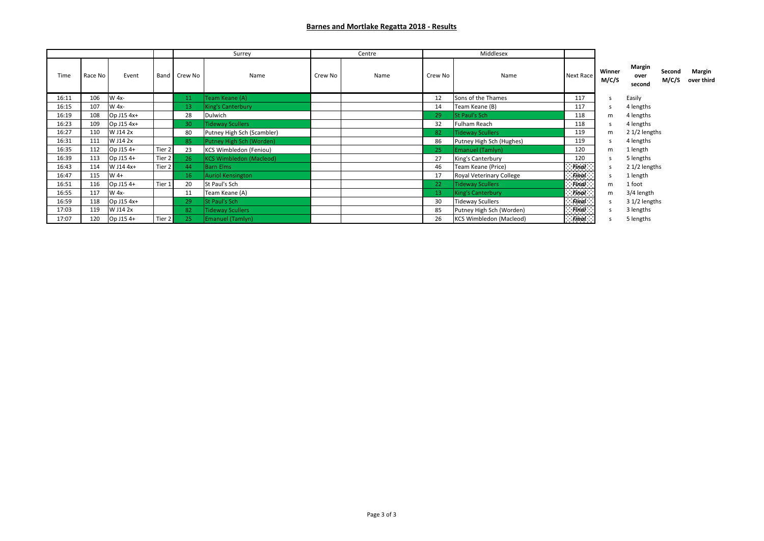# Barnes and Mortlake Regatta 2018 - Results

| | | | | Surrey | | Centre | | Middlesex | | | | | | |
|---|---|---|---|---|---|---|---|---|---|---|---|---|---|---|
| Time | Race No | Event | Band | Crew No | Name | Crew No | Name | Crew No | Name | Next Race | Winner M/C/S | Margin over second | Second M/C/S | Margin over third |
| 16:11 | 106 | W 4x- | | 11 | Team Keane (A) | | | 12 | Sons of the Thames | 117 | s | Easily | | |
| 16:15 | 107 | W 4x- | | 13 | King's Canterbury | | | 14 | Team Keane (B) | 117 | s | 4 lengths | | |
| 16:19 | 108 | Op J15 4x+ | | 28 | Dulwich | | | 29 | St Paul's Sch | 118 | m | 4 lengths | | |
| 16:23 | 109 | Op J15 4x+ | | 30 | Tideway Scullers | | | 32 | Fulham Reach | 118 | s | 4 lengths | | |
| 16:27 | 110 | W J14 2x | | 80 | Putney High Sch (Scambler) | | | 82 | Tideway Scullers | 119 | m | 2 1/2 lengths | | |
| 16:31 | 111 | W J14 2x | | 85 | Putney High Sch (Worden) | | | 86 | Putney High Sch (Hughes) | 119 | s | 4 lengths | | |
| 16:35 | 112 | Op J15 4+ | Tier 2 | 23 | KCS Wimbledon (Feniou) | | | 25 | Emanuel (Tamlyn) | 120 | m | 1 length | | |
| 16:39 | 113 | Op J15 4+ | Tier 2 | 26 | KCS Wimbledon (Macleod) | | | 27 | King's Canterbury | 120 | s | 5 lengths | | |
| 16:43 | 114 | W J14 4x+ | Tier 2 | 44 | Barn Elms | | | 46 | Team Keane (Price) | Final | s | 2 1/2 lengths | | |
| 16:47 | 115 | W 4+ | | 16 | Auriol Kensington | | | 17 | Royal Veterinary College | Final | s | 1 length | | |
| 16:51 | 116 | Op J15 4+ | Tier 1 | 20 | St Paul's Sch | | | 22 | Tideway Scullers | Final | m | 1 foot | | |
| 16:55 | 117 | W 4x- | | 11 | Team Keane (A) | | | 13 | King's Canterbury | Final | m | 3/4 length | | |
| 16:59 | 118 | Op J15 4x+ | | 29 | St Paul's Sch | | | 30 | Tideway Scullers | Final | s | 3 1/2 lengths | | |
| 17:03 | 119 | W J14 2x | | 82 | Tideway Scullers | | | 85 | Putney High Sch (Worden) | Final | s | 3 lengths | | |
| 17:07 | 120 | Op J15 4+ | Tier 2 | 25 | Emanuel (Tamlyn) | | | 26 | KCS Wimbledon (Macleod) | Final | s | 5 lengths | | |